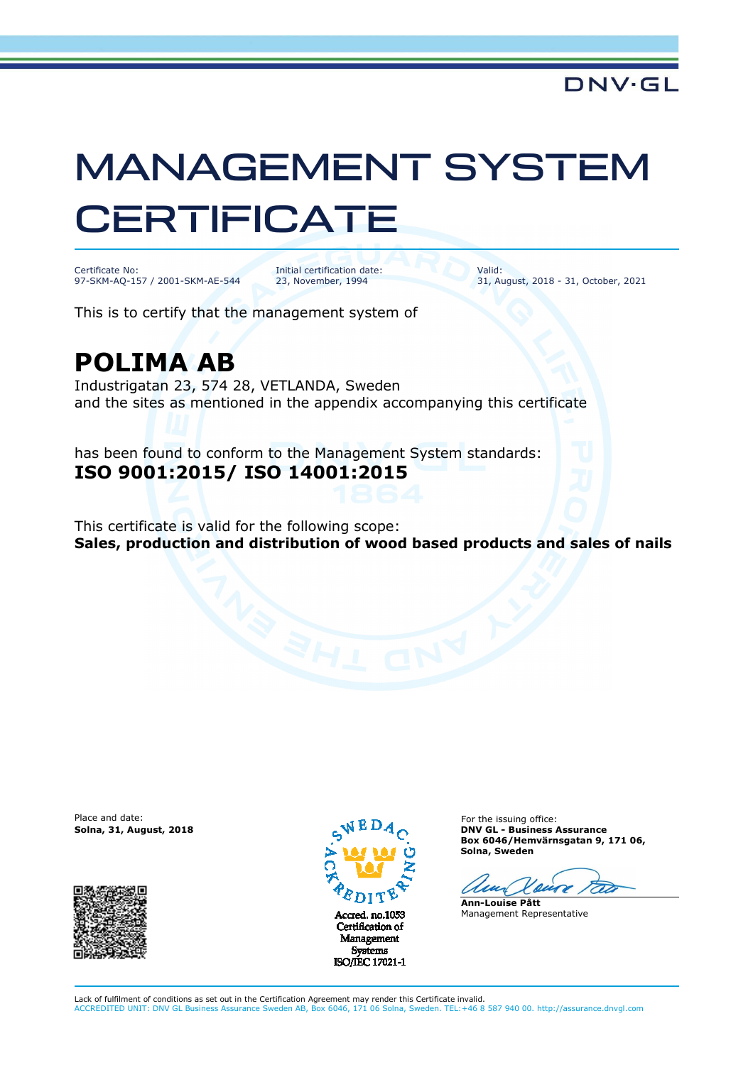DNV·GL

# MANAGEMENT SYSTEM CERTIFICATE

| Certificate No: | Initial certification date: | Valid: |
|---|---|---|
| 97-SKM-AQ-157 / 2001-SKM-AE-544 | 23, November, 1994 | 31, August, 2018 - 31, October, 2021 |

This is to certify that the management system of

## POLIMA AB

Industrigatan 23, 574 28, VETLANDA, Sweden
and the sites as mentioned in the appendix accompanying this certificate

has been found to conform to the Management System standards:
**ISO 9001:2015/ ISO 14001:2015**

This certificate is valid for the following scope:
**Sales, production and distribution of wood based products and sales of nails**

Place and date:
**Solna, 31, August, 2018**

SWEDAC ACKREDITERING
Accred. no.1053
Certification of Management Systems
ISO/IEC 17021-1

For the issuing office:
**DNV GL - Business Assurance**
**Box 6046/Hemvärnsgatan 9, 171 06, Solna, Sweden**

**Ann-Louise Pått**
Management Representative

Lack of fulfilment of conditions as set out in the Certification Agreement may render this Certificate invalid.
ACCREDITED UNIT: DNV GL Business Assurance Sweden AB, Box 6046, 171 06 Solna, Sweden. TEL:+46 8 587 940 00. http://assurance.dnvgl.com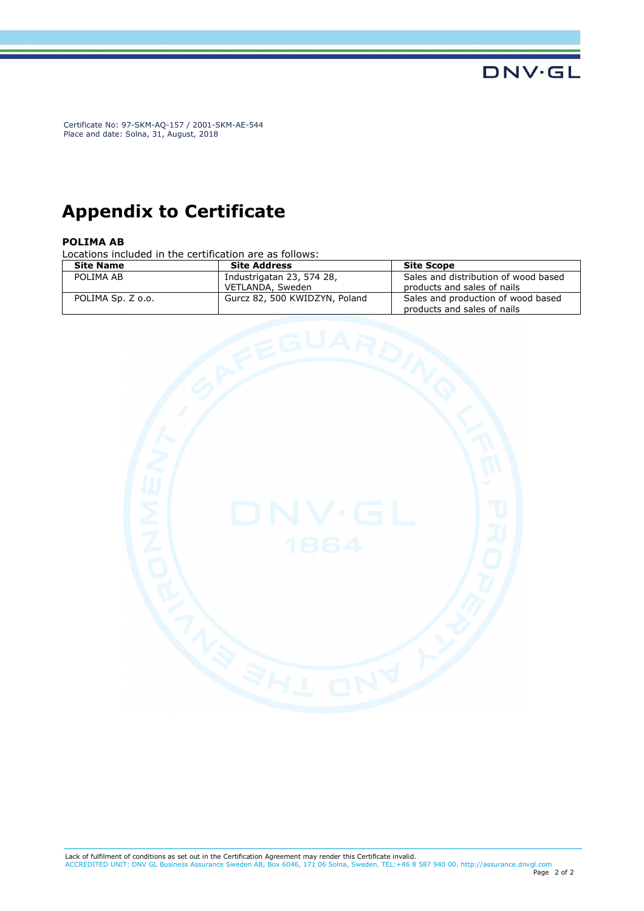Certificate No: 97-SKM-AQ-157 / 2001-SKM-AE-544
Place and date: Solna, 31, August, 2018

# Appendix to Certificate

**POLIMA AB**

Locations included in the certification are as follows:

| Site Name | Site Address | Site Scope |
|---|---|---|
| POLIMA AB | Industrigatan 23, 574 28, VETLANDA, Sweden | Sales and distribution of wood based products and sales of nails |
| POLIMA Sp. Z o.o. | Gurcz 82, 500 KWIDZYN, Poland | Sales and production of wood based products and sales of nails |

Lack of fulfilment of conditions as set out in the Certification Agreement may render this Certificate invalid.
ACCREDITED UNIT: DNV GL Business Assurance Sweden AB, Box 6046, 171 06 Solna, Sweden. TEL:+46 8 587 940 00. http://assurance.dnvgl.com